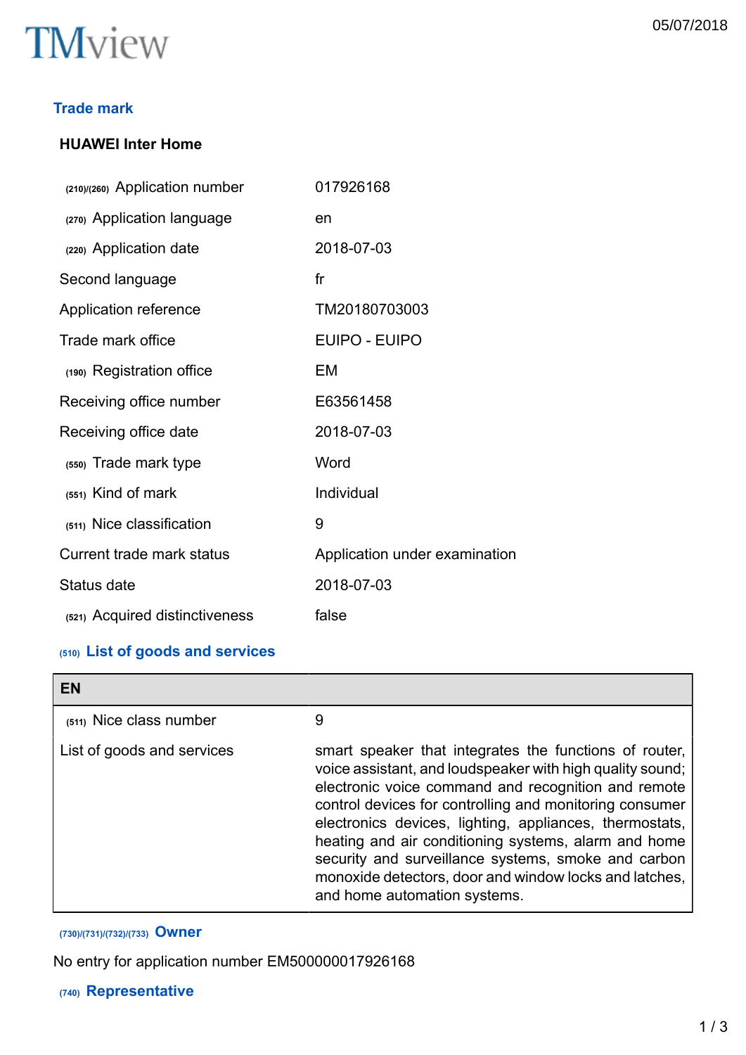TMview

05/07/2018

## Trade mark

### HUAWEI Inter Home

| | |
|---|---|
| (210)/(260) Application number | 017926168 |
| (270) Application language | en |
| (220) Application date | 2018-07-03 |
| Second language | fr |
| Application reference | TM20180703003 |
| Trade mark office | EUIPO - EUIPO |
| (190) Registration office | EM |
| Receiving office number | E63561458 |
| Receiving office date | 2018-07-03 |
| (550) Trade mark type | Word |
| (551) Kind of mark | Individual |
| (511) Nice classification | 9 |
| Current trade mark status | Application under examination |
| Status date | 2018-07-03 |
| (521) Acquired distinctiveness | false |

## (510) List of goods and services

| EN | |
|---|---|
| (511) Nice class number | 9 |
| List of goods and services | smart speaker that integrates the functions of router, voice assistant, and loudspeaker with high quality sound; electronic voice command and recognition and remote control devices for controlling and monitoring consumer electronics devices, lighting, appliances, thermostats, heating and air conditioning systems, alarm and home security and surveillance systems, smoke and carbon monoxide detectors, door and window locks and latches, and home automation systems. |

## (730)/(731)/(732)/(733) Owner

No entry for application number EM500000017926168

## (740) Representative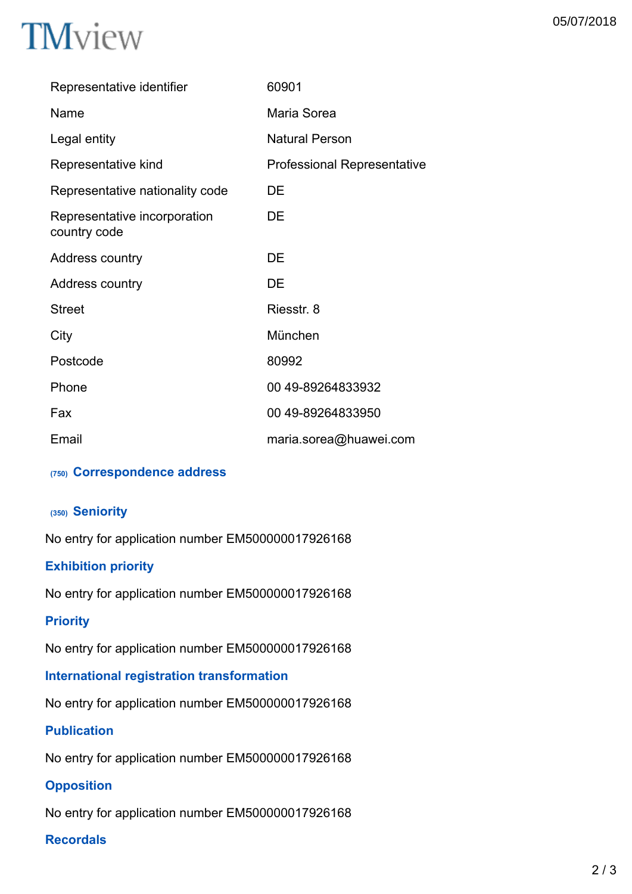| | |
|---|---|
| Representative identifier | 60901 |
| Name | Maria Sorea |
| Legal entity | Natural Person |
| Representative kind | Professional Representative |
| Representative nationality code | DE |
| Representative incorporation country code | DE |
| Address country | DE |
| Address country | DE |
| Street | Riesstr. 8 |
| City | München |
| Postcode | 80992 |
| Phone | 00 49-89264833932 |
| Fax | 00 49-89264833950 |
| Email | maria.sorea@huawei.com |

### (750) Correspondence address

### (350) Seniority

No entry for application number EM500000017926168

### Exhibition priority

No entry for application number EM500000017926168

### Priority

No entry for application number EM500000017926168

### International registration transformation

No entry for application number EM500000017926168

### Publication

No entry for application number EM500000017926168

### Opposition

No entry for application number EM500000017926168

### Recordals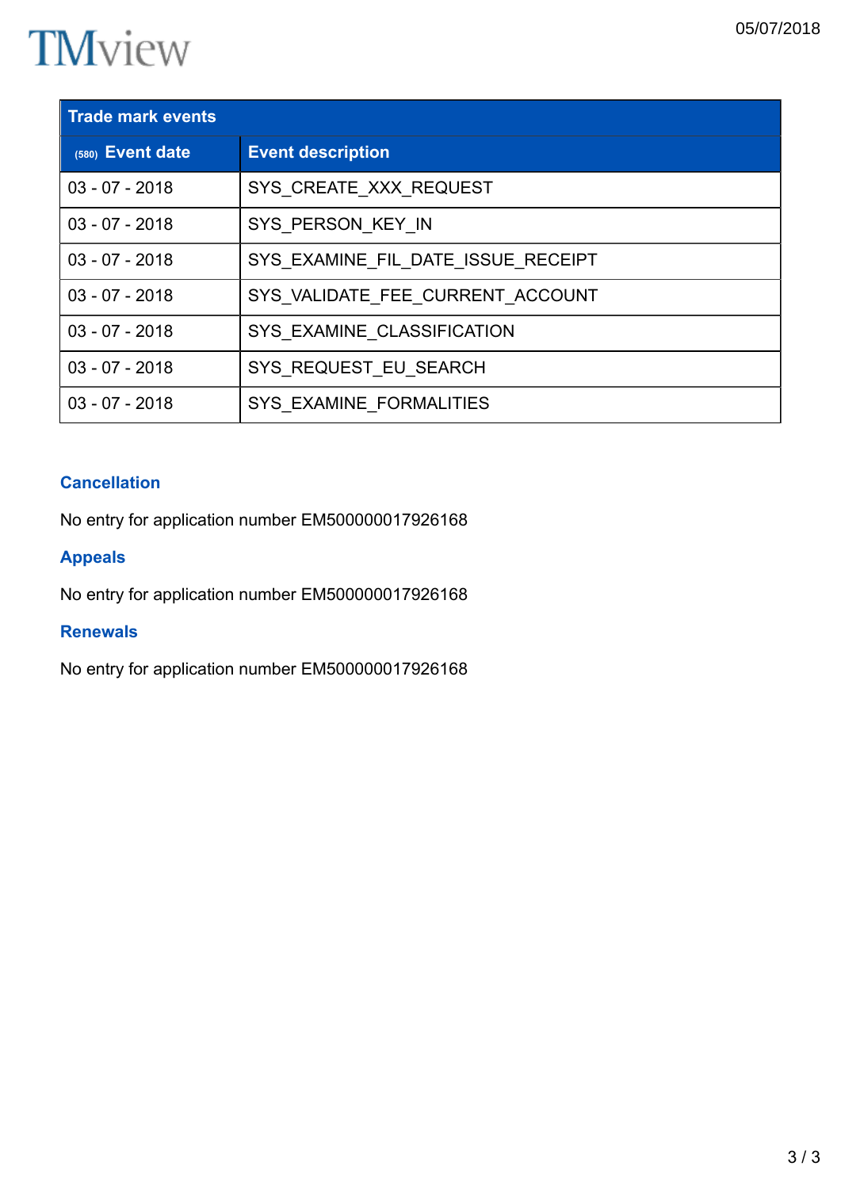| Trade mark events | |
|---|---|
| (580) Event date | Event description |
| 03 - 07 - 2018 | SYS_CREATE_XXX_REQUEST |
| 03 - 07 - 2018 | SYS_PERSON_KEY_IN |
| 03 - 07 - 2018 | SYS_EXAMINE_FIL_DATE_ISSUE_RECEIPT |
| 03 - 07 - 2018 | SYS_VALIDATE_FEE_CURRENT_ACCOUNT |
| 03 - 07 - 2018 | SYS_EXAMINE_CLASSIFICATION |
| 03 - 07 - 2018 | SYS_REQUEST_EU_SEARCH |
| 03 - 07 - 2018 | SYS_EXAMINE_FORMALITIES |

## Cancellation

No entry for application number EM500000017926168

## Appeals

No entry for application number EM500000017926168

## Renewals

No entry for application number EM500000017926168